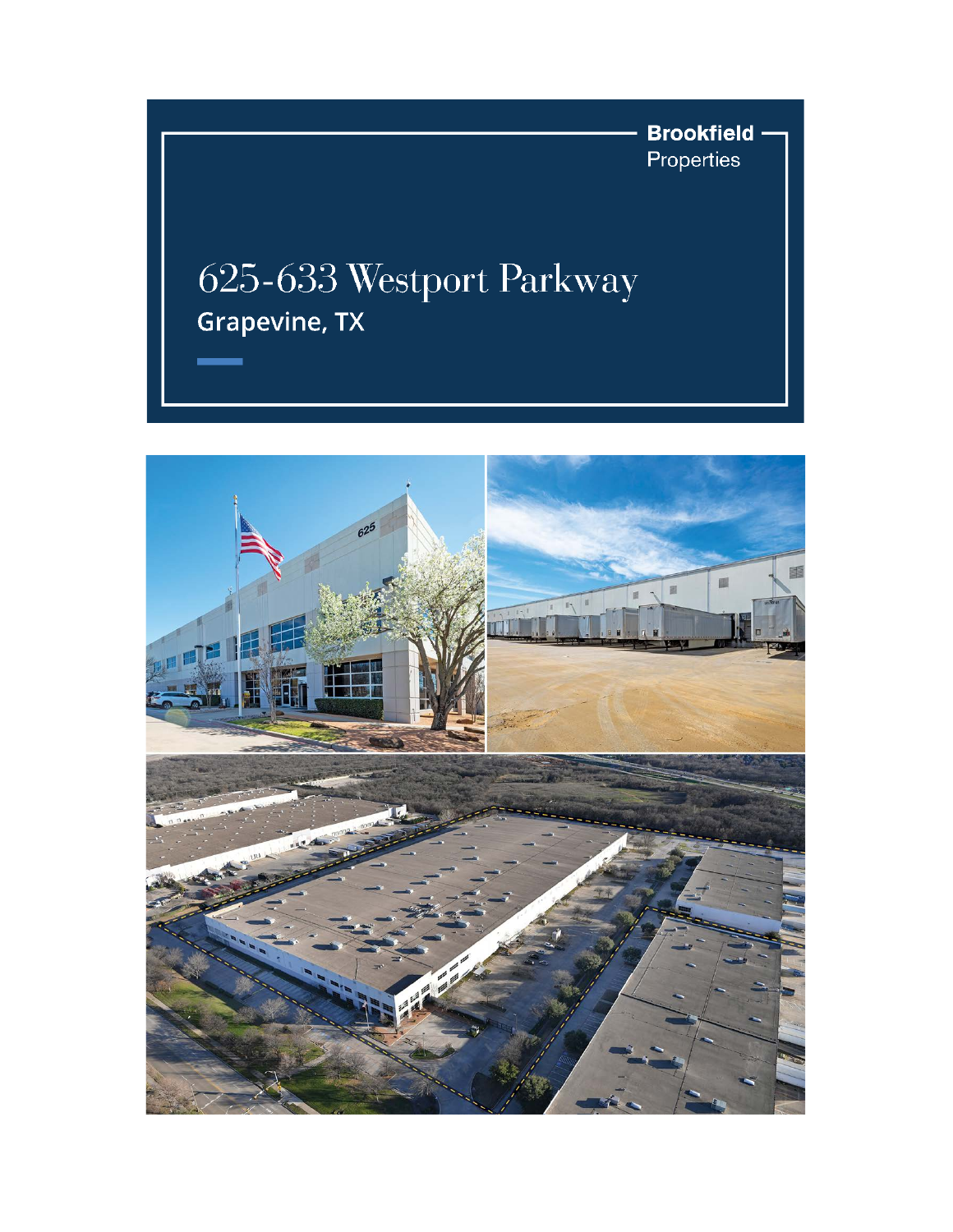Brookfield Properties

# 625-633 Westport Parkway

## Grapevine, TX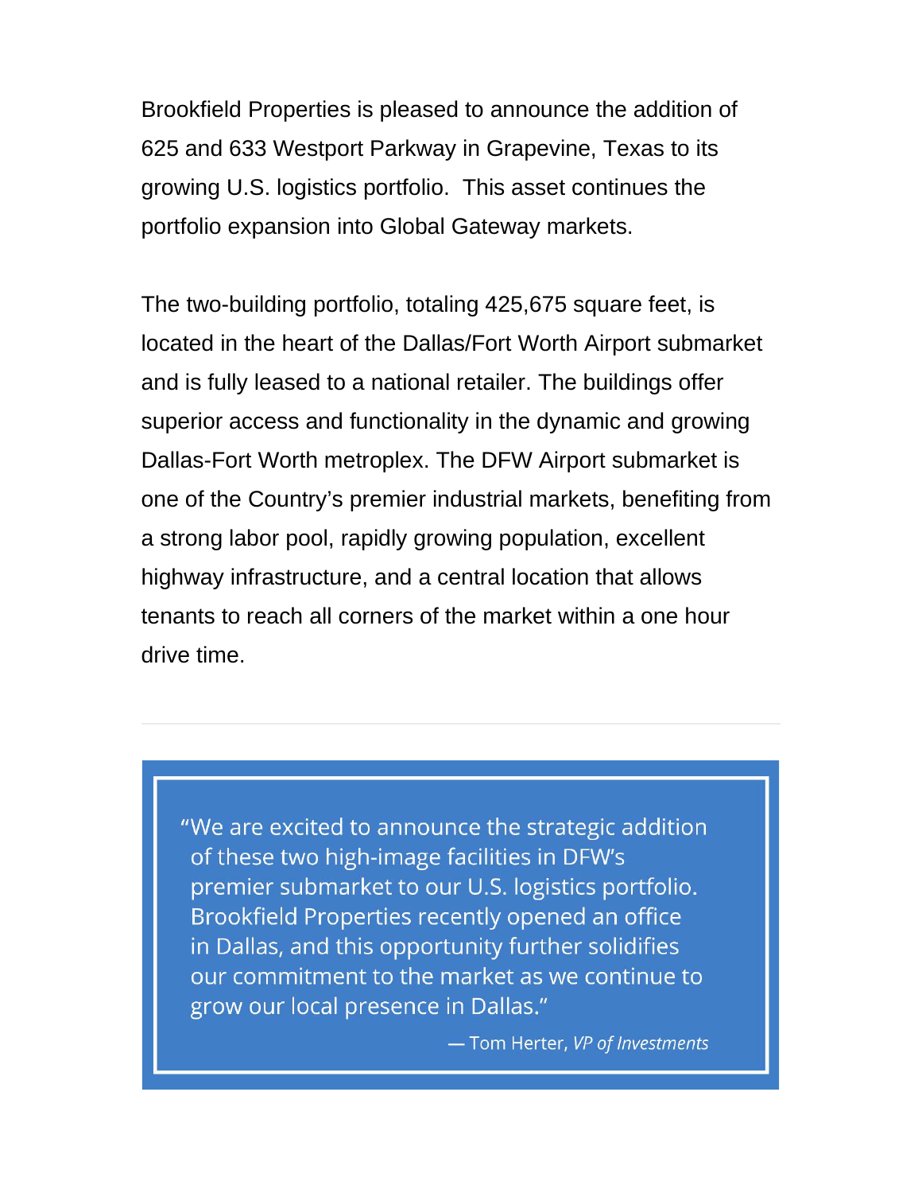Brookfield Properties is pleased to announce the addition of 625 and 633 Westport Parkway in Grapevine, Texas to its growing U.S. logistics portfolio.  This asset continues the portfolio expansion into Global Gateway markets.

The two-building portfolio, totaling 425,675 square feet, is located in the heart of the Dallas/Fort Worth Airport submarket and is fully leased to a national retailer. The buildings offer superior access and functionality in the dynamic and growing Dallas-Fort Worth metroplex. The DFW Airport submarket is one of the Country's premier industrial markets, benefiting from a strong labor pool, rapidly growing population, excellent highway infrastructure, and a central location that allows tenants to reach all corners of the market within a one hour drive time.

---

> "We are excited to announce the strategic addition of these two high-image facilities in DFW's premier submarket to our U.S. logistics portfolio. Brookfield Properties recently opened an office in Dallas, and this opportunity further solidifies our commitment to the market as we continue to grow our local presence in Dallas."
>
> — Tom Herter, *VP of Investments*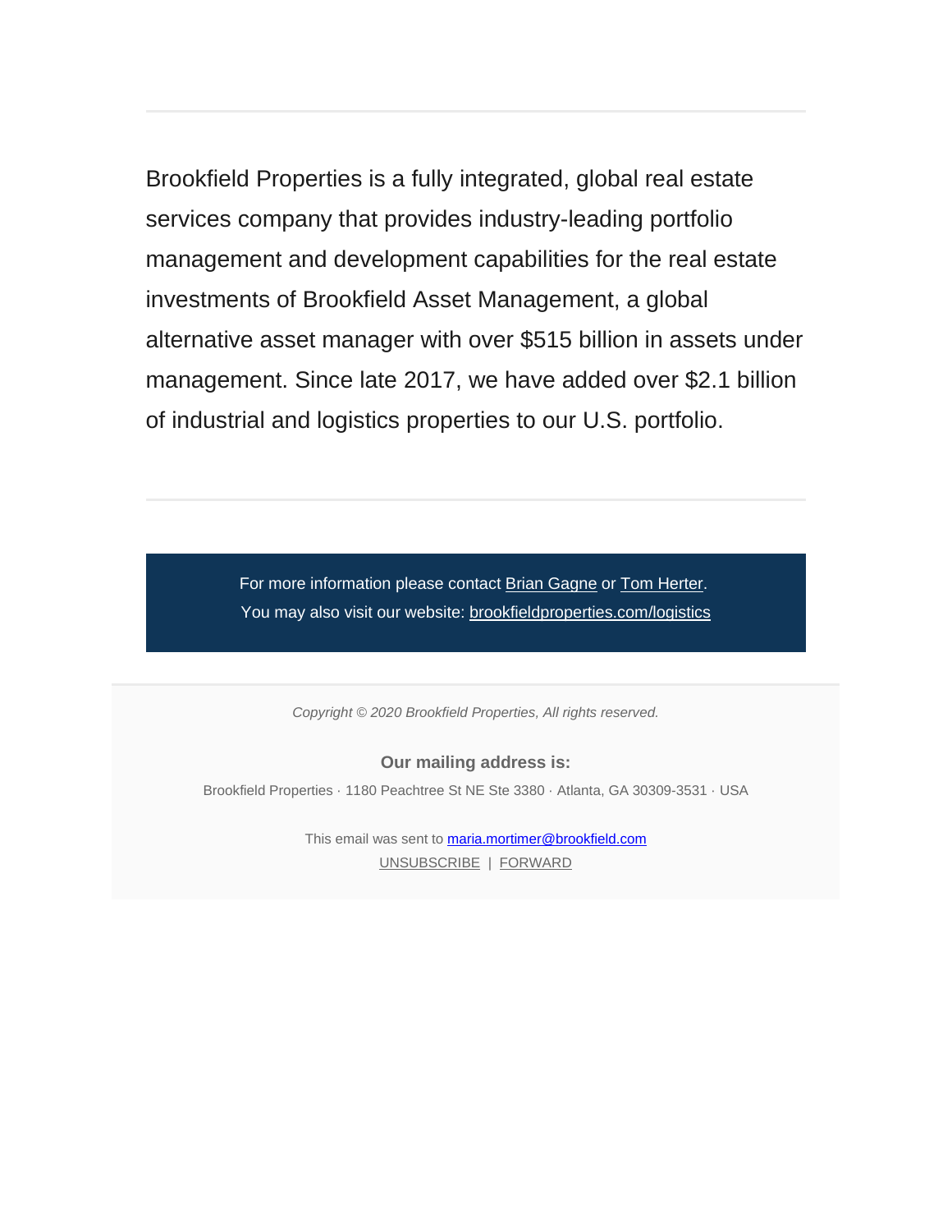---

Brookfield Properties is a fully integrated, global real estate services company that provides industry-leading portfolio management and development capabilities for the real estate investments of Brookfield Asset Management, a global alternative asset manager with over $515 billion in assets under management. Since late 2017, we have added over $2.1 billion of industrial and logistics properties to our U.S. portfolio.

---

For more information please contact Brian Gagne or Tom Herter.
You may also visit our website: brookfieldproperties.com/logistics

*Copyright © 2020 Brookfield Properties, All rights reserved.*

**Our mailing address is:**

Brookfield Properties · 1180 Peachtree St NE Ste 3380 · Atlanta, GA 30309-3531 · USA

This email was sent to maria.mortimer@brookfield.com
UNSUBSCRIBE | FORWARD